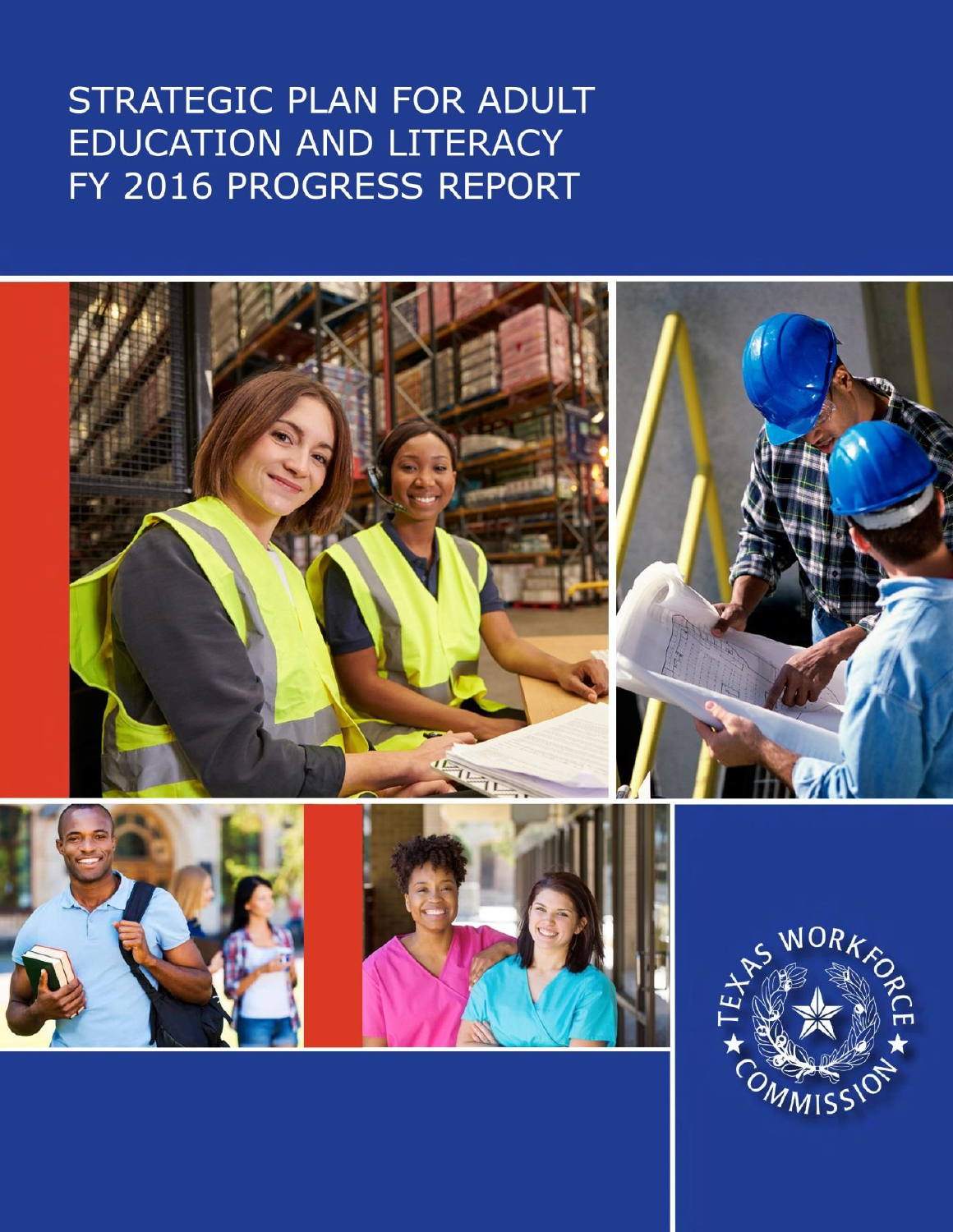# STRATEGIC PLAN FOR ADULT EDUCATION AND LITERACY FY 2016 PROGRESS REPORT

TEXAS WORKFORCE COMMISSION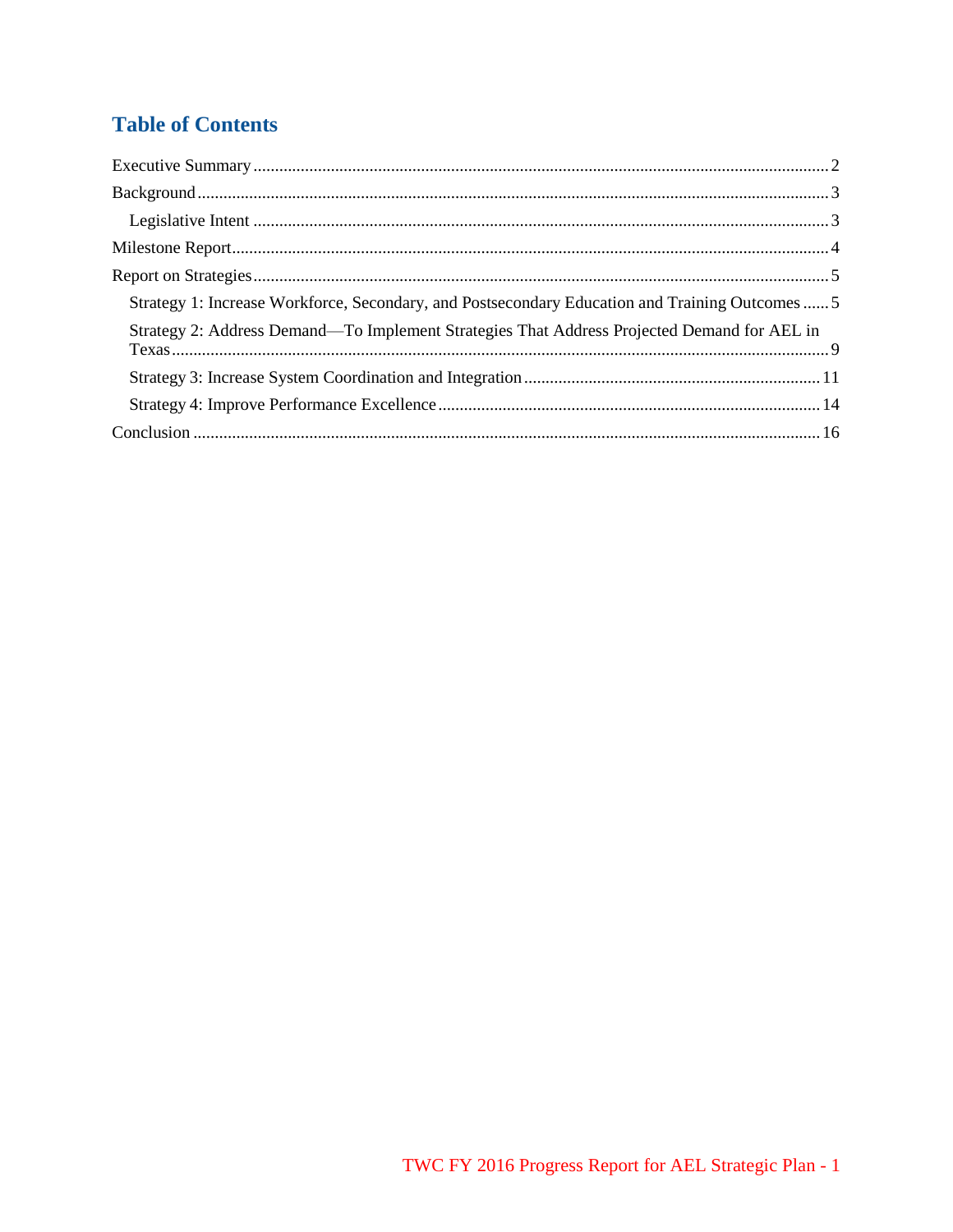## Table of Contents

Executive Summary ........ 2

Background ........ 3

- Legislative Intent ........ 3

Milestone Report ........ 4

Report on Strategies ........ 5

- Strategy 1: Increase Workforce, Secondary, and Postsecondary Education and Training Outcomes ........ 5
- Strategy 2: Address Demand—To Implement Strategies That Address Projected Demand for AEL in Texas ........ 9
- Strategy 3: Increase System Coordination and Integration ........ 11
- Strategy 4: Improve Performance Excellence ........ 14

Conclusion ........ 16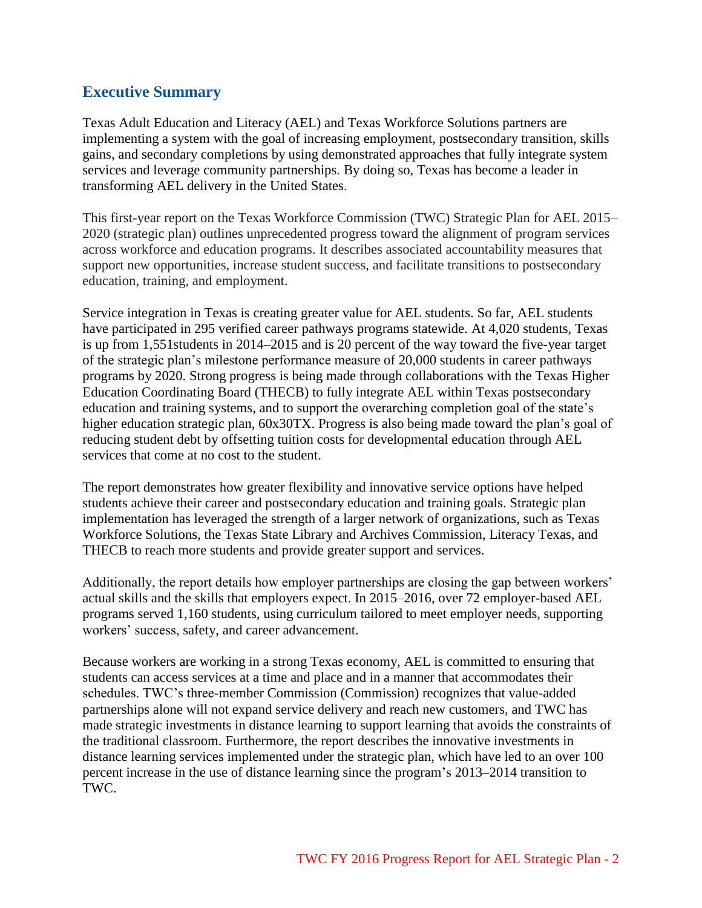## Executive Summary

Texas Adult Education and Literacy (AEL) and Texas Workforce Solutions partners are implementing a system with the goal of increasing employment, postsecondary transition, skills gains, and secondary completions by using demonstrated approaches that fully integrate system services and leverage community partnerships. By doing so, Texas has become a leader in transforming AEL delivery in the United States.

This first-year report on the Texas Workforce Commission (TWC) Strategic Plan for AEL 2015–2020 (strategic plan) outlines unprecedented progress toward the alignment of program services across workforce and education programs. It describes associated accountability measures that support new opportunities, increase student success, and facilitate transitions to postsecondary education, training, and employment.

Service integration in Texas is creating greater value for AEL students. So far, AEL students have participated in 295 verified career pathways programs statewide. At 4,020 students, Texas is up from 1,551students in 2014–2015 and is 20 percent of the way toward the five-year target of the strategic plan's milestone performance measure of 20,000 students in career pathways programs by 2020. Strong progress is being made through collaborations with the Texas Higher Education Coordinating Board (THECB) to fully integrate AEL within Texas postsecondary education and training systems, and to support the overarching completion goal of the state's higher education strategic plan, 60x30TX. Progress is also being made toward the plan's goal of reducing student debt by offsetting tuition costs for developmental education through AEL services that come at no cost to the student.

The report demonstrates how greater flexibility and innovative service options have helped students achieve their career and postsecondary education and training goals. Strategic plan implementation has leveraged the strength of a larger network of organizations, such as Texas Workforce Solutions, the Texas State Library and Archives Commission, Literacy Texas, and THECB to reach more students and provide greater support and services.

Additionally, the report details how employer partnerships are closing the gap between workers' actual skills and the skills that employers expect. In 2015–2016, over 72 employer-based AEL programs served 1,160 students, using curriculum tailored to meet employer needs, supporting workers' success, safety, and career advancement.

Because workers are working in a strong Texas economy, AEL is committed to ensuring that students can access services at a time and place and in a manner that accommodates their schedules. TWC's three-member Commission (Commission) recognizes that value-added partnerships alone will not expand service delivery and reach new customers, and TWC has made strategic investments in distance learning to support learning that avoids the constraints of the traditional classroom. Furthermore, the report describes the innovative investments in distance learning services implemented under the strategic plan, which have led to an over 100 percent increase in the use of distance learning since the program's 2013–2014 transition to TWC.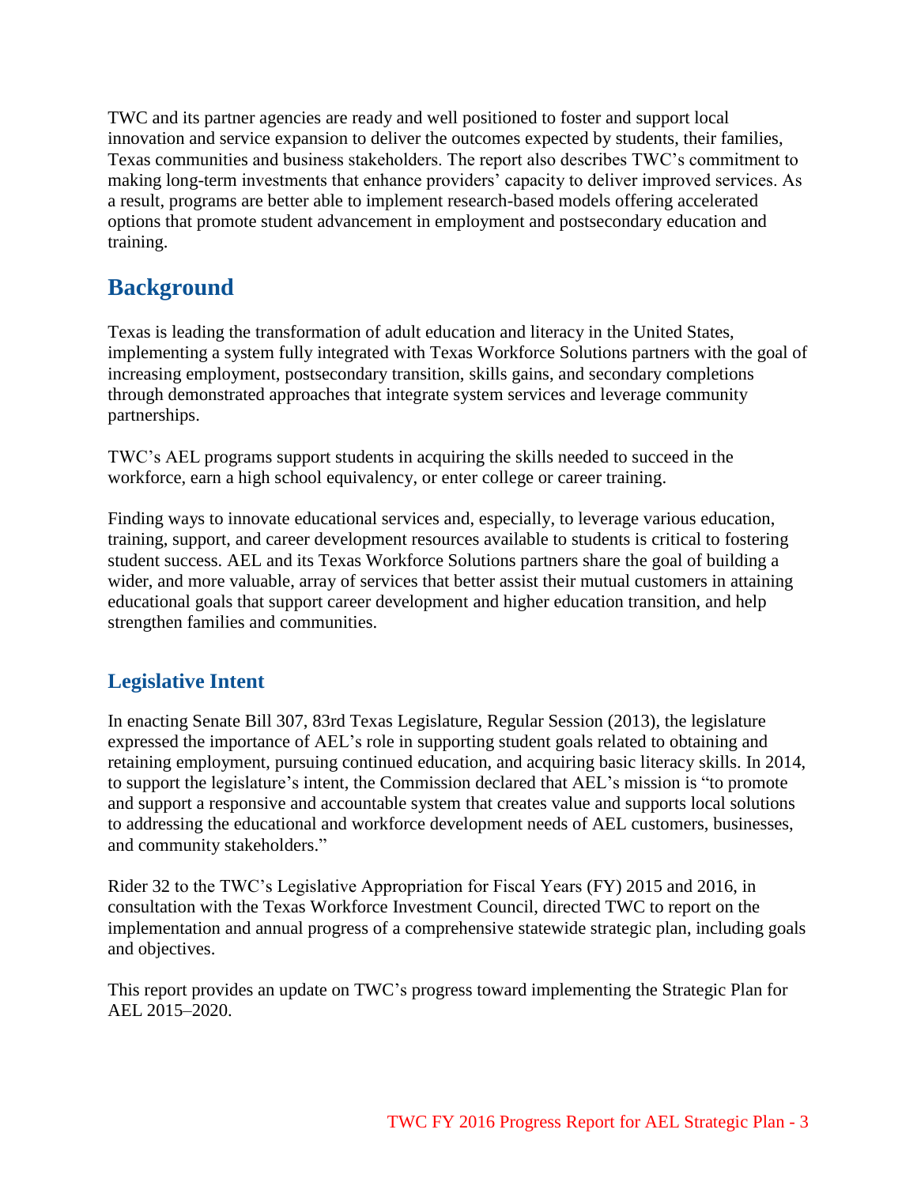TWC and its partner agencies are ready and well positioned to foster and support local innovation and service expansion to deliver the outcomes expected by students, their families, Texas communities and business stakeholders. The report also describes TWC's commitment to making long-term investments that enhance providers' capacity to deliver improved services. As a result, programs are better able to implement research-based models offering accelerated options that promote student advancement in employment and postsecondary education and training.

## Background

Texas is leading the transformation of adult education and literacy in the United States, implementing a system fully integrated with Texas Workforce Solutions partners with the goal of increasing employment, postsecondary transition, skills gains, and secondary completions through demonstrated approaches that integrate system services and leverage community partnerships.

TWC's AEL programs support students in acquiring the skills needed to succeed in the workforce, earn a high school equivalency, or enter college or career training.

Finding ways to innovate educational services and, especially, to leverage various education, training, support, and career development resources available to students is critical to fostering student success. AEL and its Texas Workforce Solutions partners share the goal of building a wider, and more valuable, array of services that better assist their mutual customers in attaining educational goals that support career development and higher education transition, and help strengthen families and communities.

### Legislative Intent

In enacting Senate Bill 307, 83rd Texas Legislature, Regular Session (2013), the legislature expressed the importance of AEL's role in supporting student goals related to obtaining and retaining employment, pursuing continued education, and acquiring basic literacy skills. In 2014, to support the legislature's intent, the Commission declared that AEL's mission is "to promote and support a responsive and accountable system that creates value and supports local solutions to addressing the educational and workforce development needs of AEL customers, businesses, and community stakeholders."

Rider 32 to the TWC's Legislative Appropriation for Fiscal Years (FY) 2015 and 2016, in consultation with the Texas Workforce Investment Council, directed TWC to report on the implementation and annual progress of a comprehensive statewide strategic plan, including goals and objectives.

This report provides an update on TWC's progress toward implementing the Strategic Plan for AEL 2015–2020.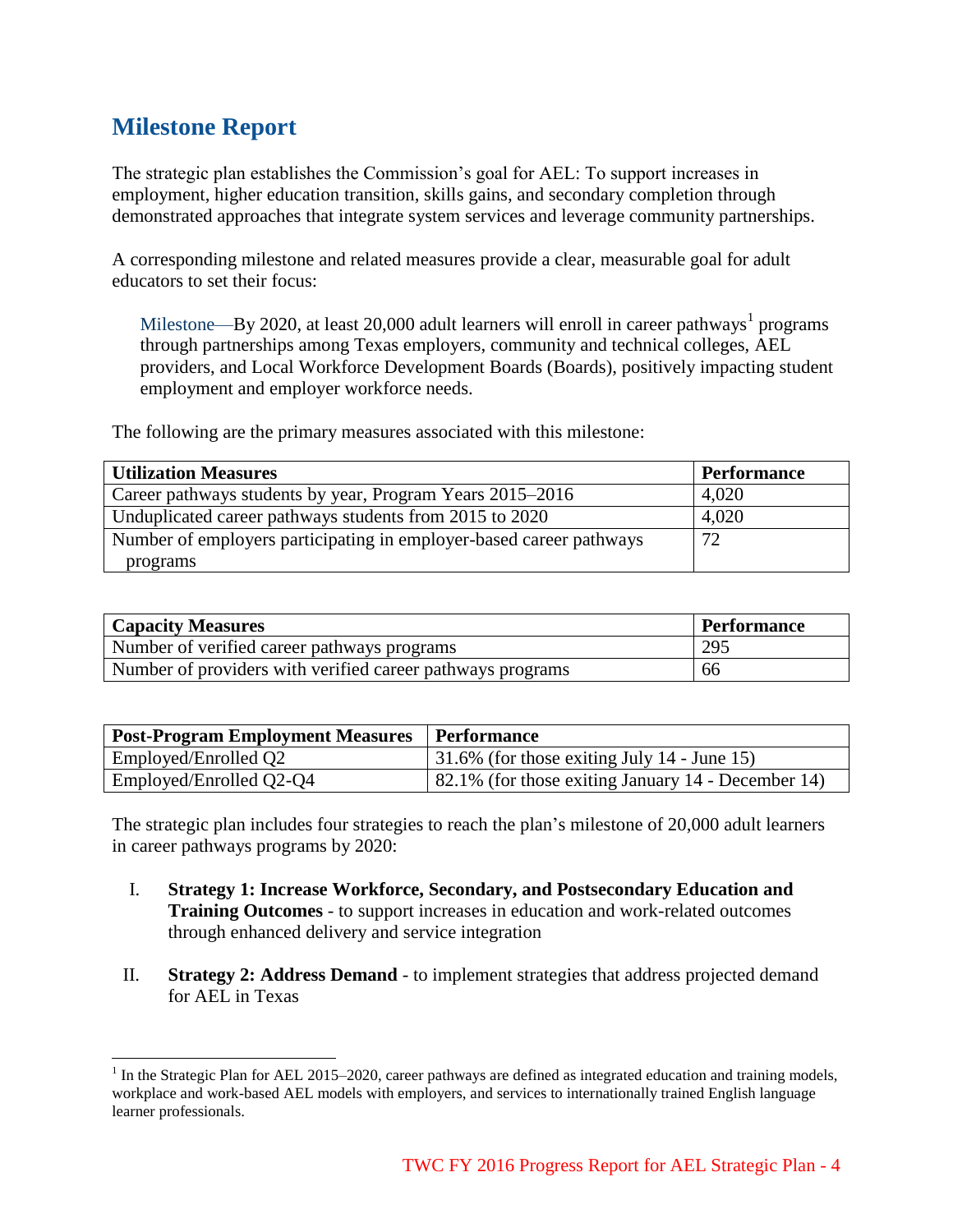## Milestone Report

The strategic plan establishes the Commission's goal for AEL: To support increases in employment, higher education transition, skills gains, and secondary completion through demonstrated approaches that integrate system services and leverage community partnerships.

A corresponding milestone and related measures provide a clear, measurable goal for adult educators to set their focus:

> Milestone—By 2020, at least 20,000 adult learners will enroll in career pathways[1] programs through partnerships among Texas employers, community and technical colleges, AEL providers, and Local Workforce Development Boards (Boards), positively impacting student employment and employer workforce needs.

The following are the primary measures associated with this milestone:

| Utilization Measures | Performance |
|---|---|
| Career pathways students by year, Program Years 2015–2016 | 4,020 |
| Unduplicated career pathways students from 2015 to 2020 | 4,020 |
| Number of employers participating in employer-based career pathways programs | 72 |

| Capacity Measures | Performance |
|---|---|
| Number of verified career pathways programs | 295 |
| Number of providers with verified career pathways programs | 66 |

| Post-Program Employment Measures | Performance |
|---|---|
| Employed/Enrolled Q2 | 31.6% (for those exiting July 14 - June 15) |
| Employed/Enrolled Q2-Q4 | 82.1% (for those exiting January 14 - December 14) |

The strategic plan includes four strategies to reach the plan's milestone of 20,000 adult learners in career pathways programs by 2020:

I. **Strategy 1: Increase Workforce, Secondary, and Postsecondary Education and Training Outcomes** - to support increases in education and work-related outcomes through enhanced delivery and service integration

II. **Strategy 2: Address Demand** - to implement strategies that address projected demand for AEL in Texas

[1] In the Strategic Plan for AEL 2015–2020, career pathways are defined as integrated education and training models, workplace and work-based AEL models with employers, and services to internationally trained English language learner professionals.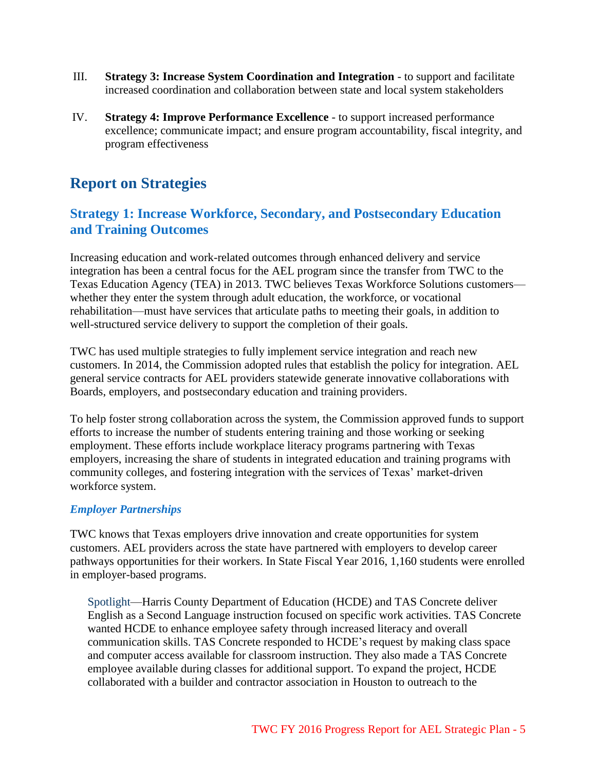III. **Strategy 3: Increase System Coordination and Integration** - to support and facilitate increased coordination and collaboration between state and local system stakeholders

IV. **Strategy 4: Improve Performance Excellence** - to support increased performance excellence; communicate impact; and ensure program accountability, fiscal integrity, and program effectiveness

## Report on Strategies

### Strategy 1: Increase Workforce, Secondary, and Postsecondary Education and Training Outcomes

Increasing education and work-related outcomes through enhanced delivery and service integration has been a central focus for the AEL program since the transfer from TWC to the Texas Education Agency (TEA) in 2013. TWC believes Texas Workforce Solutions customers—whether they enter the system through adult education, the workforce, or vocational rehabilitation—must have services that articulate paths to meeting their goals, in addition to well-structured service delivery to support the completion of their goals.

TWC has used multiple strategies to fully implement service integration and reach new customers. In 2014, the Commission adopted rules that establish the policy for integration. AEL general service contracts for AEL providers statewide generate innovative collaborations with Boards, employers, and postsecondary education and training providers.

To help foster strong collaboration across the system, the Commission approved funds to support efforts to increase the number of students entering training and those working or seeking employment. These efforts include workplace literacy programs partnering with Texas employers, increasing the share of students in integrated education and training programs with community colleges, and fostering integration with the services of Texas' market-driven workforce system.

#### *Employer Partnerships*

TWC knows that Texas employers drive innovation and create opportunities for system customers. AEL providers across the state have partnered with employers to develop career pathways opportunities for their workers. In State Fiscal Year 2016, 1,160 students were enrolled in employer-based programs.

> Spotlight—Harris County Department of Education (HCDE) and TAS Concrete deliver English as a Second Language instruction focused on specific work activities. TAS Concrete wanted HCDE to enhance employee safety through increased literacy and overall communication skills. TAS Concrete responded to HCDE's request by making class space and computer access available for classroom instruction. They also made a TAS Concrete employee available during classes for additional support. To expand the project, HCDE collaborated with a builder and contractor association in Houston to outreach to the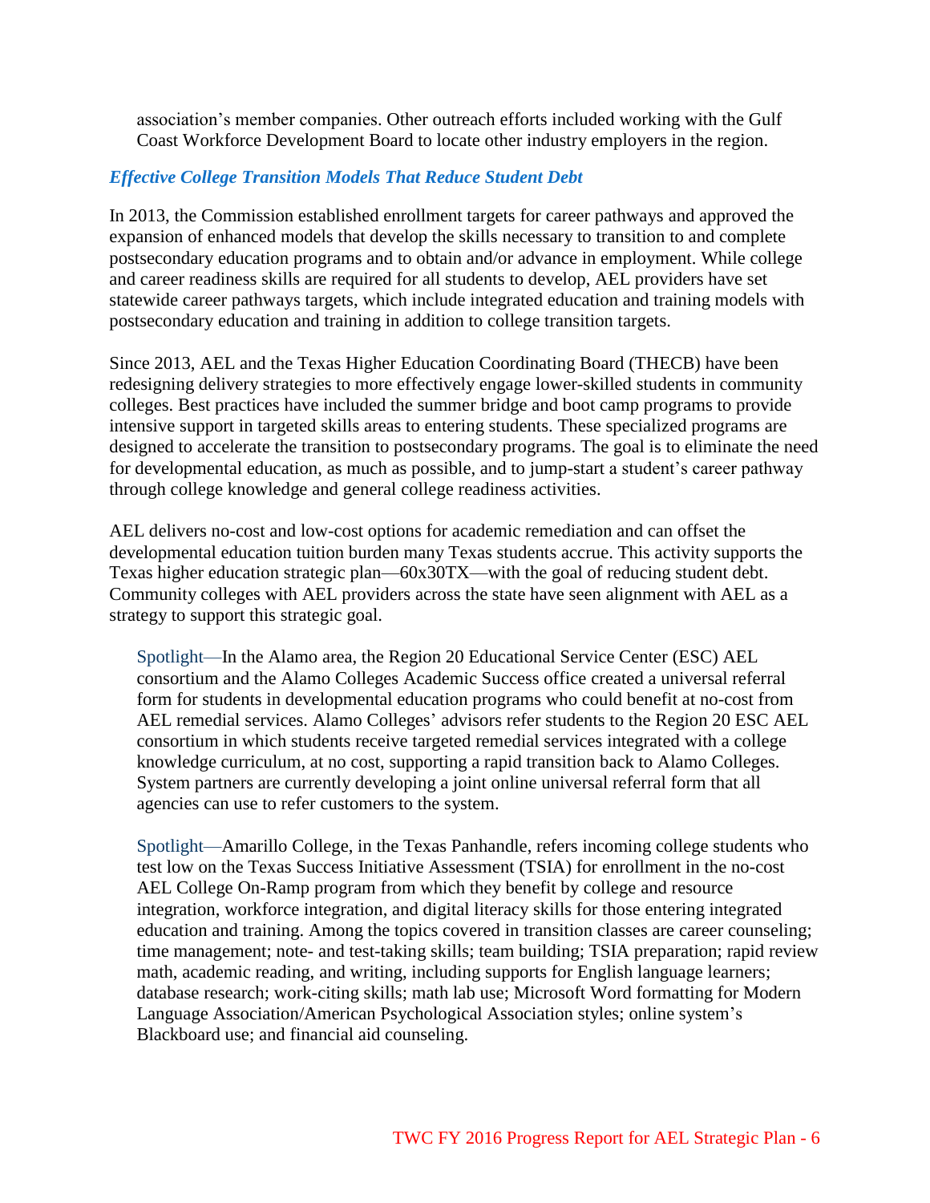association's member companies. Other outreach efforts included working with the Gulf Coast Workforce Development Board to locate other industry employers in the region.

### *Effective College Transition Models That Reduce Student Debt*

In 2013, the Commission established enrollment targets for career pathways and approved the expansion of enhanced models that develop the skills necessary to transition to and complete postsecondary education programs and to obtain and/or advance in employment. While college and career readiness skills are required for all students to develop, AEL providers have set statewide career pathways targets, which include integrated education and training models with postsecondary education and training in addition to college transition targets.

Since 2013, AEL and the Texas Higher Education Coordinating Board (THECB) have been redesigning delivery strategies to more effectively engage lower-skilled students in community colleges. Best practices have included the summer bridge and boot camp programs to provide intensive support in targeted skills areas to entering students. These specialized programs are designed to accelerate the transition to postsecondary programs. The goal is to eliminate the need for developmental education, as much as possible, and to jump-start a student's career pathway through college knowledge and general college readiness activities.

AEL delivers no-cost and low-cost options for academic remediation and can offset the developmental education tuition burden many Texas students accrue. This activity supports the Texas higher education strategic plan—60x30TX—with the goal of reducing student debt. Community colleges with AEL providers across the state have seen alignment with AEL as a strategy to support this strategic goal.

> Spotlight—In the Alamo area, the Region 20 Educational Service Center (ESC) AEL consortium and the Alamo Colleges Academic Success office created a universal referral form for students in developmental education programs who could benefit at no-cost from AEL remedial services. Alamo Colleges' advisors refer students to the Region 20 ESC AEL consortium in which students receive targeted remedial services integrated with a college knowledge curriculum, at no cost, supporting a rapid transition back to Alamo Colleges. System partners are currently developing a joint online universal referral form that all agencies can use to refer customers to the system.

> Spotlight—Amarillo College, in the Texas Panhandle, refers incoming college students who test low on the Texas Success Initiative Assessment (TSIA) for enrollment in the no-cost AEL College On-Ramp program from which they benefit by college and resource integration, workforce integration, and digital literacy skills for those entering integrated education and training. Among the topics covered in transition classes are career counseling; time management; note- and test-taking skills; team building; TSIA preparation; rapid review math, academic reading, and writing, including supports for English language learners; database research; work-citing skills; math lab use; Microsoft Word formatting for Modern Language Association/American Psychological Association styles; online system's Blackboard use; and financial aid counseling.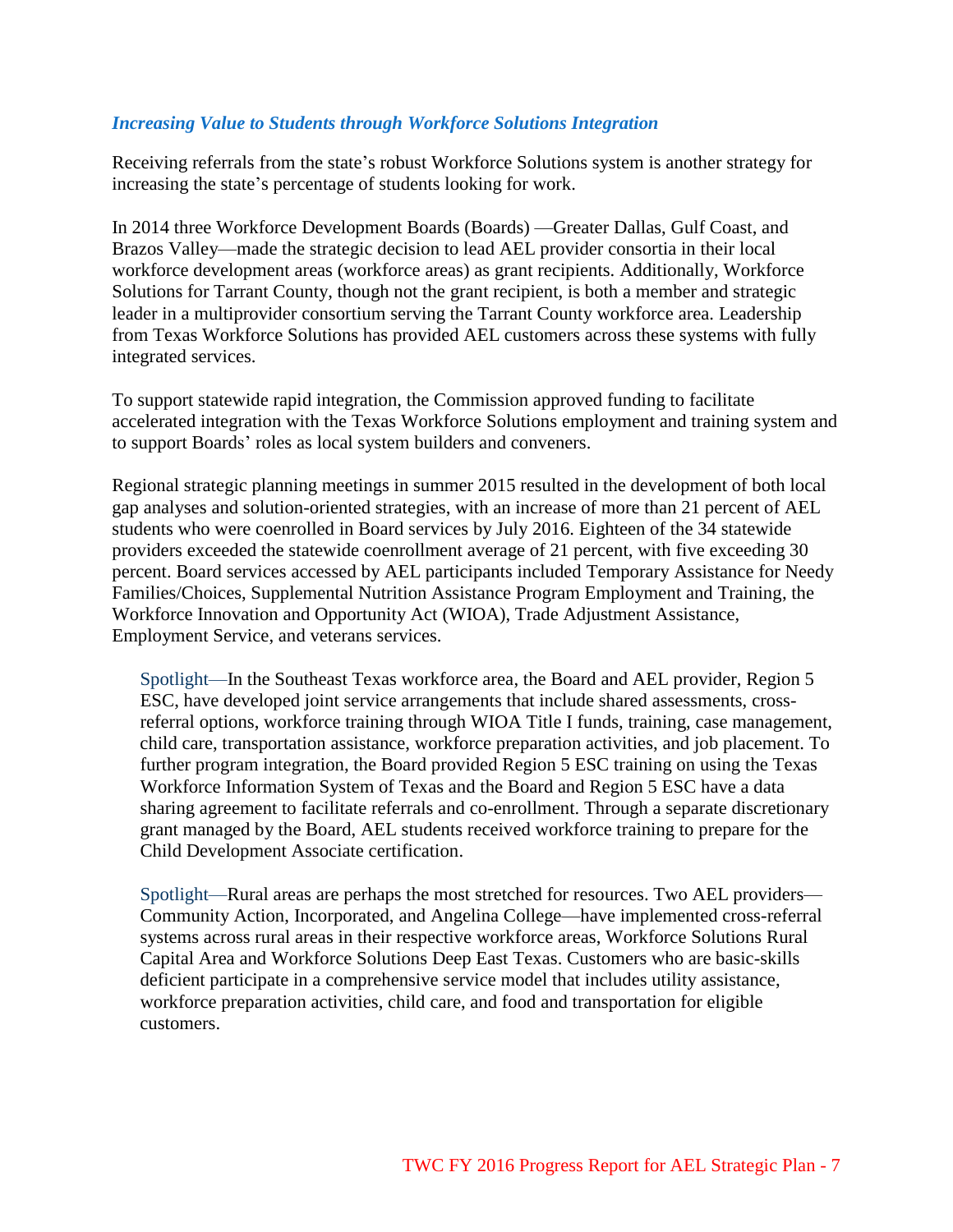### *Increasing Value to Students through Workforce Solutions Integration*

Receiving referrals from the state's robust Workforce Solutions system is another strategy for increasing the state's percentage of students looking for work.

In 2014 three Workforce Development Boards (Boards) —Greater Dallas, Gulf Coast, and Brazos Valley—made the strategic decision to lead AEL provider consortia in their local workforce development areas (workforce areas) as grant recipients. Additionally, Workforce Solutions for Tarrant County, though not the grant recipient, is both a member and strategic leader in a multiprovider consortium serving the Tarrant County workforce area. Leadership from Texas Workforce Solutions has provided AEL customers across these systems with fully integrated services.

To support statewide rapid integration, the Commission approved funding to facilitate accelerated integration with the Texas Workforce Solutions employment and training system and to support Boards' roles as local system builders and conveners.

Regional strategic planning meetings in summer 2015 resulted in the development of both local gap analyses and solution-oriented strategies, with an increase of more than 21 percent of AEL students who were coenrolled in Board services by July 2016. Eighteen of the 34 statewide providers exceeded the statewide coenrollment average of 21 percent, with five exceeding 30 percent. Board services accessed by AEL participants included Temporary Assistance for Needy Families/Choices, Supplemental Nutrition Assistance Program Employment and Training, the Workforce Innovation and Opportunity Act (WIOA), Trade Adjustment Assistance, Employment Service, and veterans services.

> Spotlight—In the Southeast Texas workforce area, the Board and AEL provider, Region 5 ESC, have developed joint service arrangements that include shared assessments, cross-referral options, workforce training through WIOA Title I funds, training, case management, child care, transportation assistance, workforce preparation activities, and job placement. To further program integration, the Board provided Region 5 ESC training on using the Texas Workforce Information System of Texas and the Board and Region 5 ESC have a data sharing agreement to facilitate referrals and co-enrollment. Through a separate discretionary grant managed by the Board, AEL students received workforce training to prepare for the Child Development Associate certification.

> Spotlight—Rural areas are perhaps the most stretched for resources. Two AEL providers—Community Action, Incorporated, and Angelina College—have implemented cross-referral systems across rural areas in their respective workforce areas, Workforce Solutions Rural Capital Area and Workforce Solutions Deep East Texas. Customers who are basic-skills deficient participate in a comprehensive service model that includes utility assistance, workforce preparation activities, child care, and food and transportation for eligible customers.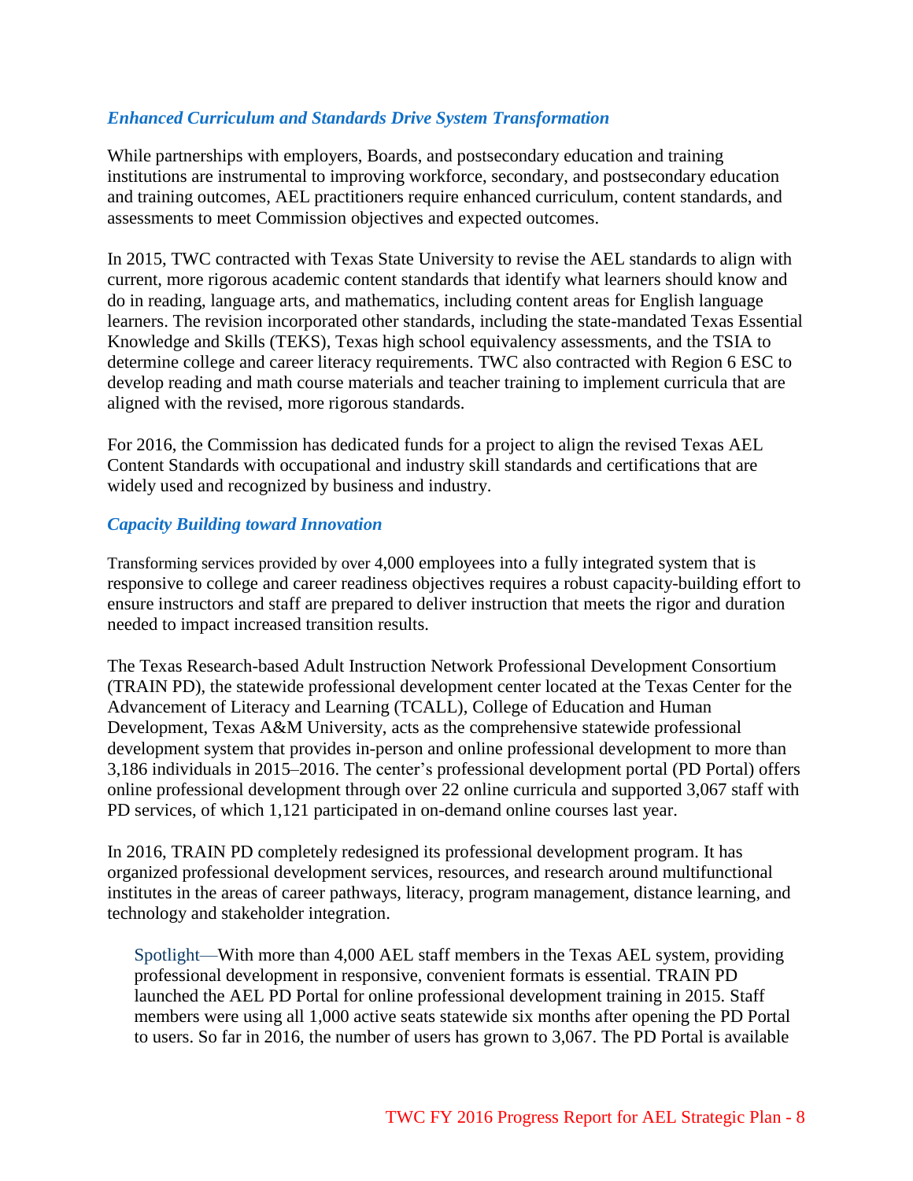### *Enhanced Curriculum and Standards Drive System Transformation*

While partnerships with employers, Boards, and postsecondary education and training institutions are instrumental to improving workforce, secondary, and postsecondary education and training outcomes, AEL practitioners require enhanced curriculum, content standards, and assessments to meet Commission objectives and expected outcomes.

In 2015, TWC contracted with Texas State University to revise the AEL standards to align with current, more rigorous academic content standards that identify what learners should know and do in reading, language arts, and mathematics, including content areas for English language learners. The revision incorporated other standards, including the state-mandated Texas Essential Knowledge and Skills (TEKS), Texas high school equivalency assessments, and the TSIA to determine college and career literacy requirements. TWC also contracted with Region 6 ESC to develop reading and math course materials and teacher training to implement curricula that are aligned with the revised, more rigorous standards.

For 2016, the Commission has dedicated funds for a project to align the revised Texas AEL Content Standards with occupational and industry skill standards and certifications that are widely used and recognized by business and industry.

### *Capacity Building toward Innovation*

Transforming services provided by over 4,000 employees into a fully integrated system that is responsive to college and career readiness objectives requires a robust capacity-building effort to ensure instructors and staff are prepared to deliver instruction that meets the rigor and duration needed to impact increased transition results.

The Texas Research-based Adult Instruction Network Professional Development Consortium (TRAIN PD), the statewide professional development center located at the Texas Center for the Advancement of Literacy and Learning (TCALL), College of Education and Human Development, Texas A&M University, acts as the comprehensive statewide professional development system that provides in-person and online professional development to more than 3,186 individuals in 2015–2016. The center's professional development portal (PD Portal) offers online professional development through over 22 online curricula and supported 3,067 staff with PD services, of which 1,121 participated in on-demand online courses last year.

In 2016, TRAIN PD completely redesigned its professional development program. It has organized professional development services, resources, and research around multifunctional institutes in the areas of career pathways, literacy, program management, distance learning, and technology and stakeholder integration.

> Spotlight—With more than 4,000 AEL staff members in the Texas AEL system, providing professional development in responsive, convenient formats is essential. TRAIN PD launched the AEL PD Portal for online professional development training in 2015. Staff members were using all 1,000 active seats statewide six months after opening the PD Portal to users. So far in 2016, the number of users has grown to 3,067. The PD Portal is available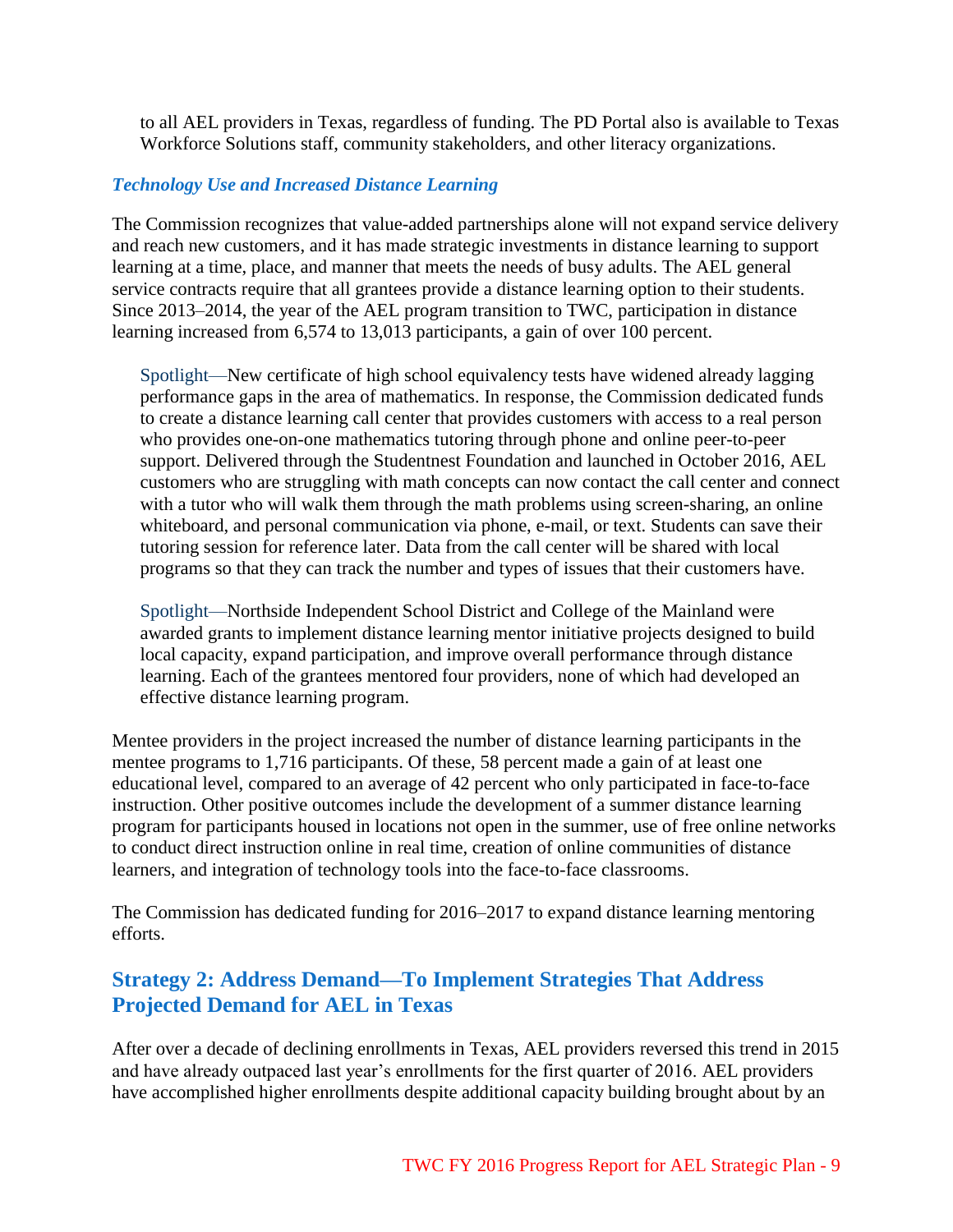to all AEL providers in Texas, regardless of funding. The PD Portal also is available to Texas Workforce Solutions staff, community stakeholders, and other literacy organizations.

### *Technology Use and Increased Distance Learning*

The Commission recognizes that value-added partnerships alone will not expand service delivery and reach new customers, and it has made strategic investments in distance learning to support learning at a time, place, and manner that meets the needs of busy adults. The AEL general service contracts require that all grantees provide a distance learning option to their students. Since 2013–2014, the year of the AEL program transition to TWC, participation in distance learning increased from 6,574 to 13,013 participants, a gain of over 100 percent.

> Spotlight—New certificate of high school equivalency tests have widened already lagging performance gaps in the area of mathematics. In response, the Commission dedicated funds to create a distance learning call center that provides customers with access to a real person who provides one-on-one mathematics tutoring through phone and online peer-to-peer support. Delivered through the Studentnest Foundation and launched in October 2016, AEL customers who are struggling with math concepts can now contact the call center and connect with a tutor who will walk them through the math problems using screen-sharing, an online whiteboard, and personal communication via phone, e-mail, or text. Students can save their tutoring session for reference later. Data from the call center will be shared with local programs so that they can track the number and types of issues that their customers have.

> Spotlight—Northside Independent School District and College of the Mainland were awarded grants to implement distance learning mentor initiative projects designed to build local capacity, expand participation, and improve overall performance through distance learning. Each of the grantees mentored four providers, none of which had developed an effective distance learning program.

Mentee providers in the project increased the number of distance learning participants in the mentee programs to 1,716 participants. Of these, 58 percent made a gain of at least one educational level, compared to an average of 42 percent who only participated in face-to-face instruction. Other positive outcomes include the development of a summer distance learning program for participants housed in locations not open in the summer, use of free online networks to conduct direct instruction online in real time, creation of online communities of distance learners, and integration of technology tools into the face-to-face classrooms.

The Commission has dedicated funding for 2016–2017 to expand distance learning mentoring efforts.

## Strategy 2: Address Demand—To Implement Strategies That Address Projected Demand for AEL in Texas

After over a decade of declining enrollments in Texas, AEL providers reversed this trend in 2015 and have already outpaced last year's enrollments for the first quarter of 2016. AEL providers have accomplished higher enrollments despite additional capacity building brought about by an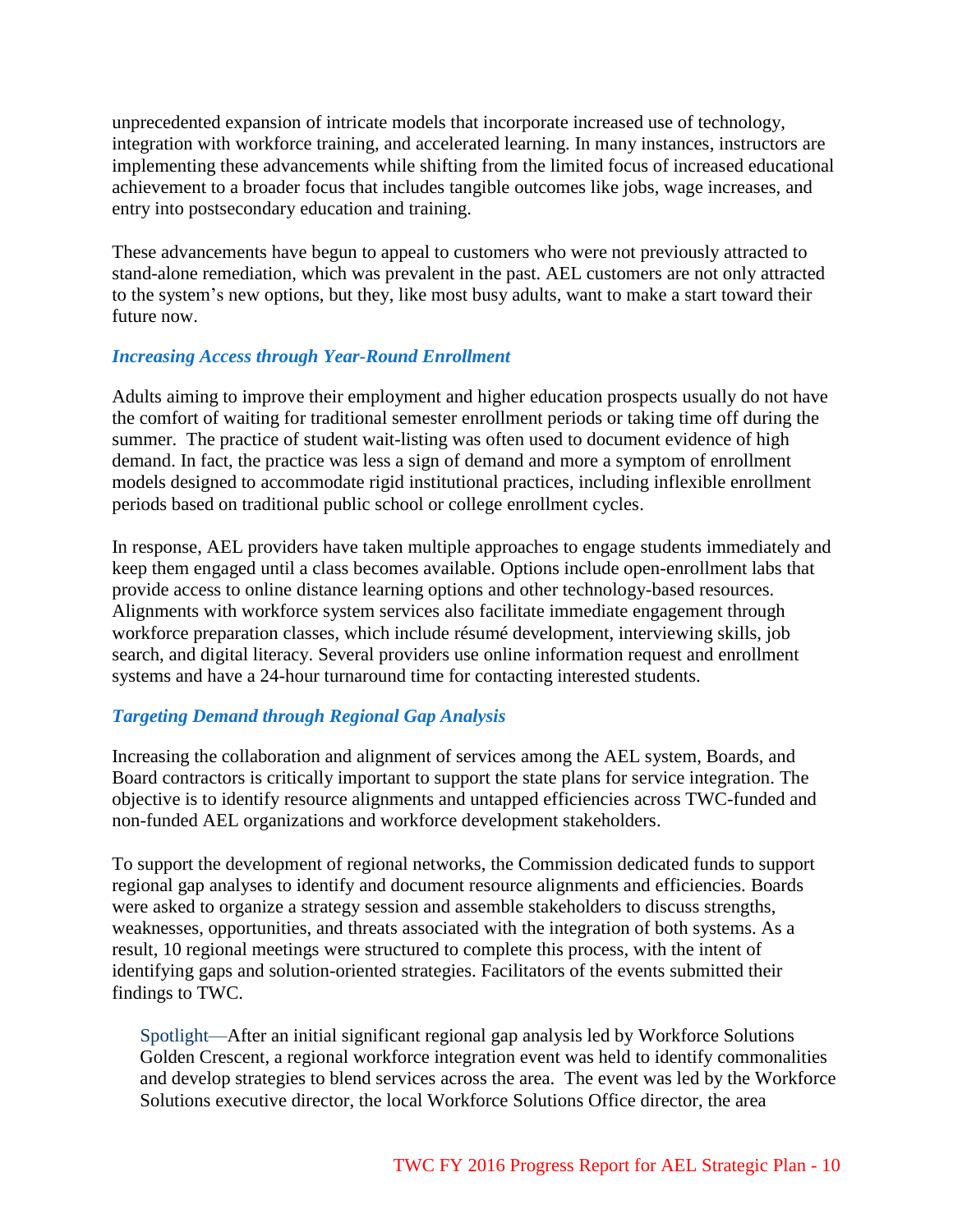unprecedented expansion of intricate models that incorporate increased use of technology, integration with workforce training, and accelerated learning. In many instances, instructors are implementing these advancements while shifting from the limited focus of increased educational achievement to a broader focus that includes tangible outcomes like jobs, wage increases, and entry into postsecondary education and training.

These advancements have begun to appeal to customers who were not previously attracted to stand-alone remediation, which was prevalent in the past. AEL customers are not only attracted to the system's new options, but they, like most busy adults, want to make a start toward their future now.

### *Increasing Access through Year-Round Enrollment*

Adults aiming to improve their employment and higher education prospects usually do not have the comfort of waiting for traditional semester enrollment periods or taking time off during the summer. The practice of student wait-listing was often used to document evidence of high demand. In fact, the practice was less a sign of demand and more a symptom of enrollment models designed to accommodate rigid institutional practices, including inflexible enrollment periods based on traditional public school or college enrollment cycles.

In response, AEL providers have taken multiple approaches to engage students immediately and keep them engaged until a class becomes available. Options include open-enrollment labs that provide access to online distance learning options and other technology-based resources. Alignments with workforce system services also facilitate immediate engagement through workforce preparation classes, which include résumé development, interviewing skills, job search, and digital literacy. Several providers use online information request and enrollment systems and have a 24-hour turnaround time for contacting interested students.

### *Targeting Demand through Regional Gap Analysis*

Increasing the collaboration and alignment of services among the AEL system, Boards, and Board contractors is critically important to support the state plans for service integration. The objective is to identify resource alignments and untapped efficiencies across TWC-funded and non-funded AEL organizations and workforce development stakeholders.

To support the development of regional networks, the Commission dedicated funds to support regional gap analyses to identify and document resource alignments and efficiencies. Boards were asked to organize a strategy session and assemble stakeholders to discuss strengths, weaknesses, opportunities, and threats associated with the integration of both systems. As a result, 10 regional meetings were structured to complete this process, with the intent of identifying gaps and solution-oriented strategies. Facilitators of the events submitted their findings to TWC.

> Spotlight—After an initial significant regional gap analysis led by Workforce Solutions Golden Crescent, a regional workforce integration event was held to identify commonalities and develop strategies to blend services across the area. The event was led by the Workforce Solutions executive director, the local Workforce Solutions Office director, the area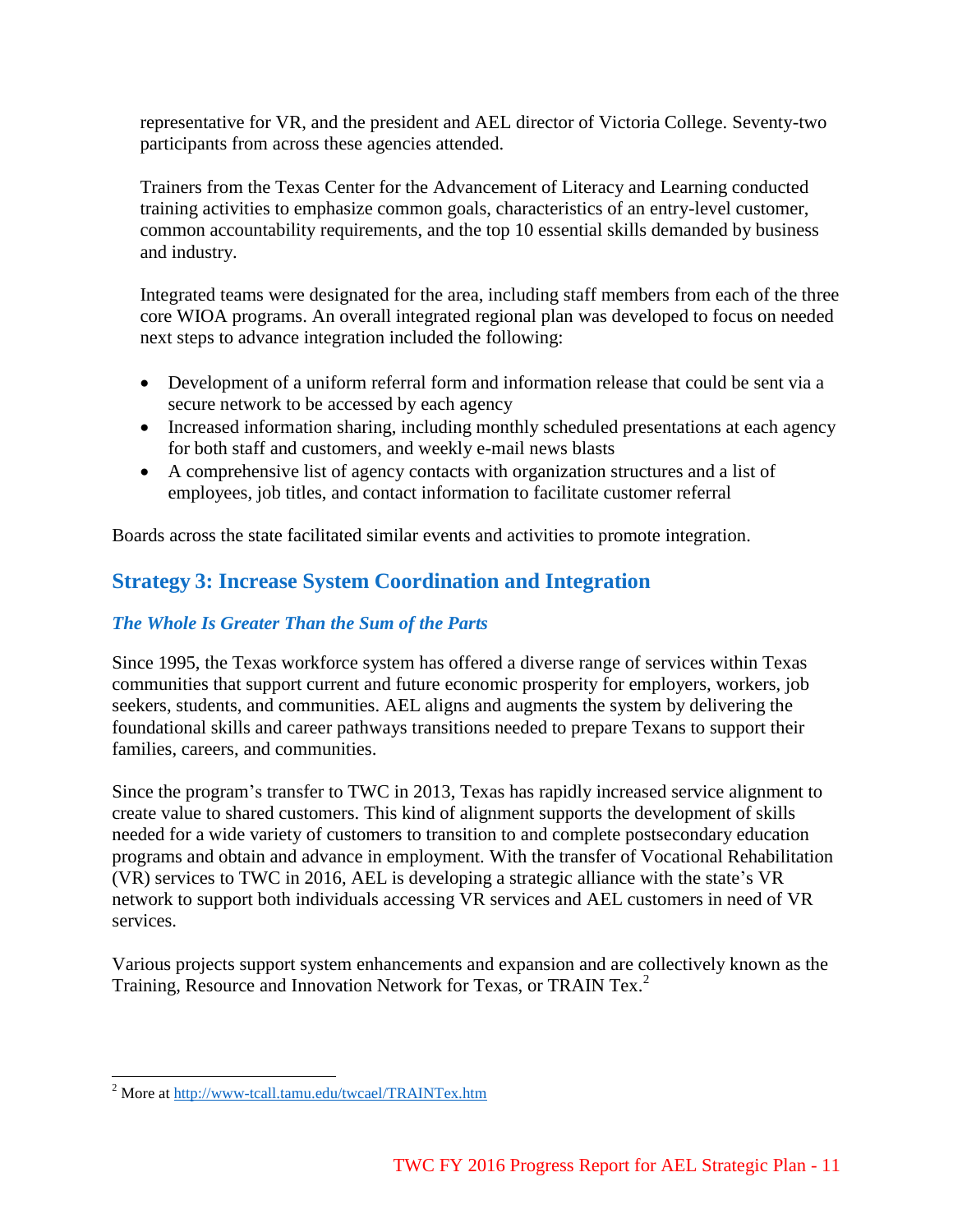representative for VR, and the president and AEL director of Victoria College. Seventy-two participants from across these agencies attended.

Trainers from the Texas Center for the Advancement of Literacy and Learning conducted training activities to emphasize common goals, characteristics of an entry-level customer, common accountability requirements, and the top 10 essential skills demanded by business and industry.

Integrated teams were designated for the area, including staff members from each of the three core WIOA programs. An overall integrated regional plan was developed to focus on needed next steps to advance integration included the following:

- Development of a uniform referral form and information release that could be sent via a secure network to be accessed by each agency
- Increased information sharing, including monthly scheduled presentations at each agency for both staff and customers, and weekly e-mail news blasts
- A comprehensive list of agency contacts with organization structures and a list of employees, job titles, and contact information to facilitate customer referral

Boards across the state facilitated similar events and activities to promote integration.

## Strategy 3: Increase System Coordination and Integration

### *The Whole Is Greater Than the Sum of the Parts*

Since 1995, the Texas workforce system has offered a diverse range of services within Texas communities that support current and future economic prosperity for employers, workers, job seekers, students, and communities. AEL aligns and augments the system by delivering the foundational skills and career pathways transitions needed to prepare Texans to support their families, careers, and communities.

Since the program's transfer to TWC in 2013, Texas has rapidly increased service alignment to create value to shared customers. This kind of alignment supports the development of skills needed for a wide variety of customers to transition to and complete postsecondary education programs and obtain and advance in employment. With the transfer of Vocational Rehabilitation (VR) services to TWC in 2016, AEL is developing a strategic alliance with the state's VR network to support both individuals accessing VR services and AEL customers in need of VR services.

Various projects support system enhancements and expansion and are collectively known as the Training, Resource and Innovation Network for Texas, or TRAIN Tex.[2]

---

[2] More at http://www-tcall.tamu.edu/twcael/TRAINTex.htm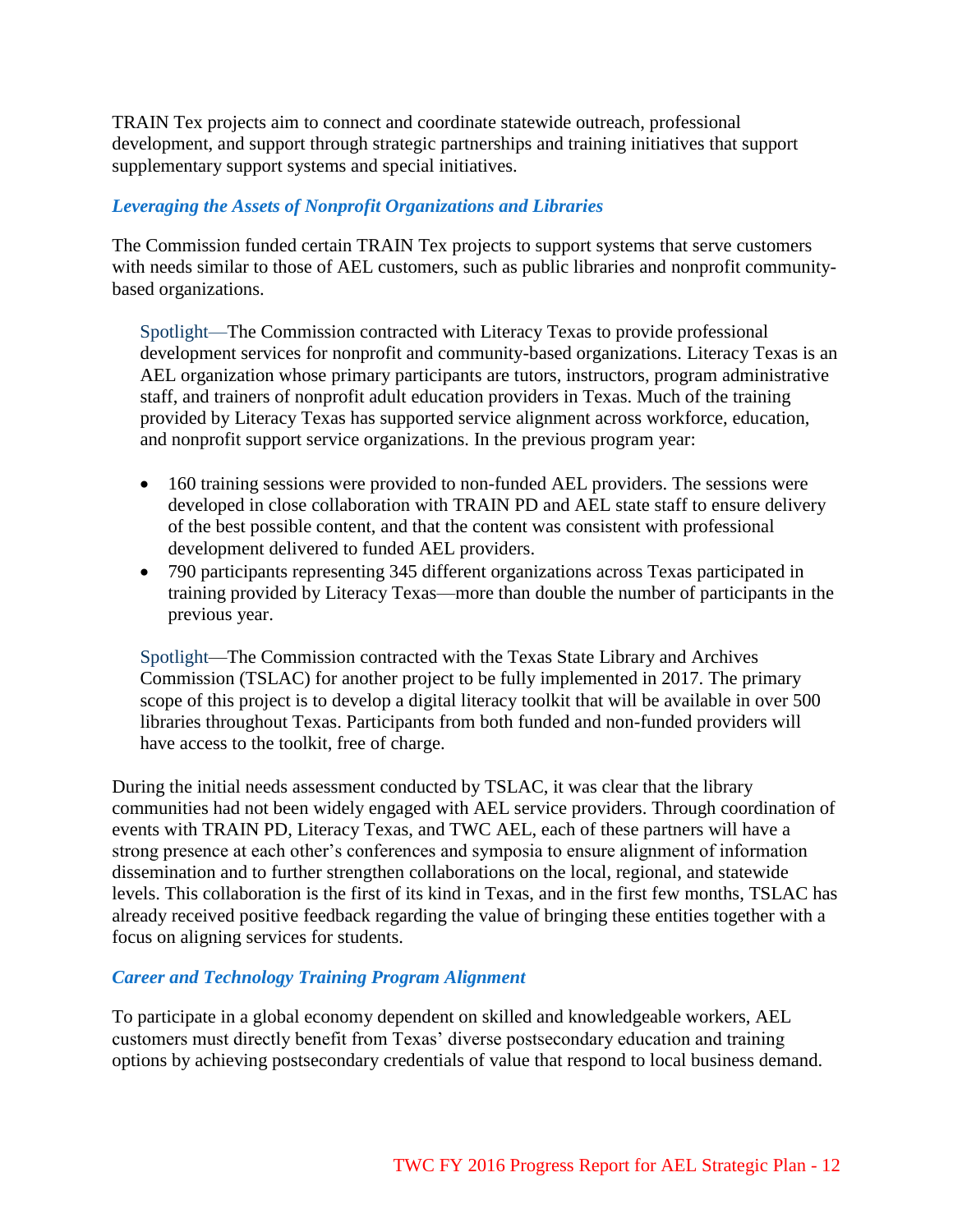TRAIN Tex projects aim to connect and coordinate statewide outreach, professional development, and support through strategic partnerships and training initiatives that support supplementary support systems and special initiatives.

### *Leveraging the Assets of Nonprofit Organizations and Libraries*

The Commission funded certain TRAIN Tex projects to support systems that serve customers with needs similar to those of AEL customers, such as public libraries and nonprofit community-based organizations.

> Spotlight—The Commission contracted with Literacy Texas to provide professional development services for nonprofit and community-based organizations. Literacy Texas is an AEL organization whose primary participants are tutors, instructors, program administrative staff, and trainers of nonprofit adult education providers in Texas. Much of the training provided by Literacy Texas has supported service alignment across workforce, education, and nonprofit support service organizations. In the previous program year:

- 160 training sessions were provided to non-funded AEL providers. The sessions were developed in close collaboration with TRAIN PD and AEL state staff to ensure delivery of the best possible content, and that the content was consistent with professional development delivered to funded AEL providers.
- 790 participants representing 345 different organizations across Texas participated in training provided by Literacy Texas—more than double the number of participants in the previous year.

> Spotlight—The Commission contracted with the Texas State Library and Archives Commission (TSLAC) for another project to be fully implemented in 2017. The primary scope of this project is to develop a digital literacy toolkit that will be available in over 500 libraries throughout Texas. Participants from both funded and non-funded providers will have access to the toolkit, free of charge.

During the initial needs assessment conducted by TSLAC, it was clear that the library communities had not been widely engaged with AEL service providers. Through coordination of events with TRAIN PD, Literacy Texas, and TWC AEL, each of these partners will have a strong presence at each other's conferences and symposia to ensure alignment of information dissemination and to further strengthen collaborations on the local, regional, and statewide levels. This collaboration is the first of its kind in Texas, and in the first few months, TSLAC has already received positive feedback regarding the value of bringing these entities together with a focus on aligning services for students.

### *Career and Technology Training Program Alignment*

To participate in a global economy dependent on skilled and knowledgeable workers, AEL customers must directly benefit from Texas' diverse postsecondary education and training options by achieving postsecondary credentials of value that respond to local business demand.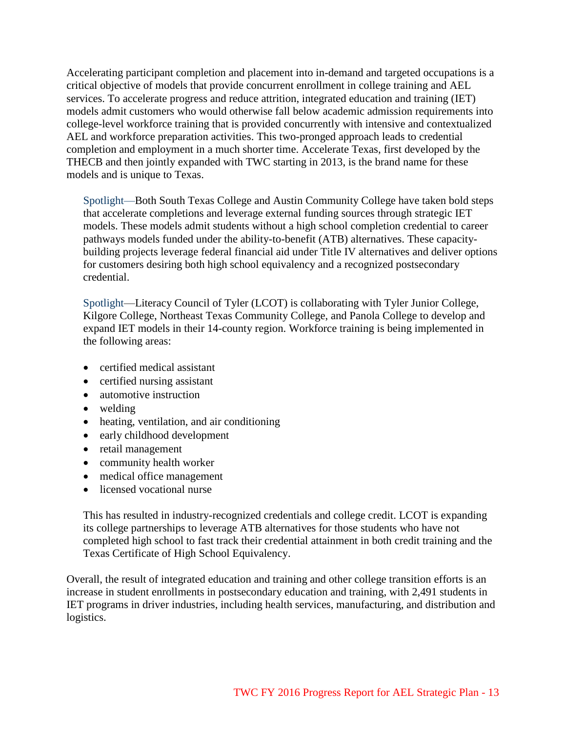Accelerating participant completion and placement into in-demand and targeted occupations is a critical objective of models that provide concurrent enrollment in college training and AEL services. To accelerate progress and reduce attrition, integrated education and training (IET) models admit customers who would otherwise fall below academic admission requirements into college-level workforce training that is provided concurrently with intensive and contextualized AEL and workforce preparation activities. This two-pronged approach leads to credential completion and employment in a much shorter time. Accelerate Texas, first developed by the THECB and then jointly expanded with TWC starting in 2013, is the brand name for these models and is unique to Texas.

> Spotlight—Both South Texas College and Austin Community College have taken bold steps that accelerate completions and leverage external funding sources through strategic IET models. These models admit students without a high school completion credential to career pathways models funded under the ability-to-benefit (ATB) alternatives. These capacity-building projects leverage federal financial aid under Title IV alternatives and deliver options for customers desiring both high school equivalency and a recognized postsecondary credential.

> Spotlight—Literacy Council of Tyler (LCOT) is collaborating with Tyler Junior College, Kilgore College, Northeast Texas Community College, and Panola College to develop and expand IET models in their 14-county region. Workforce training is being implemented in the following areas:
>
> - certified medical assistant
> - certified nursing assistant
> - automotive instruction
> - welding
> - heating, ventilation, and air conditioning
> - early childhood development
> - retail management
> - community health worker
> - medical office management
> - licensed vocational nurse
>
> This has resulted in industry-recognized credentials and college credit. LCOT is expanding its college partnerships to leverage ATB alternatives for those students who have not completed high school to fast track their credential attainment in both credit training and the Texas Certificate of High School Equivalency.

Overall, the result of integrated education and training and other college transition efforts is an increase in student enrollments in postsecondary education and training, with 2,491 students in IET programs in driver industries, including health services, manufacturing, and distribution and logistics.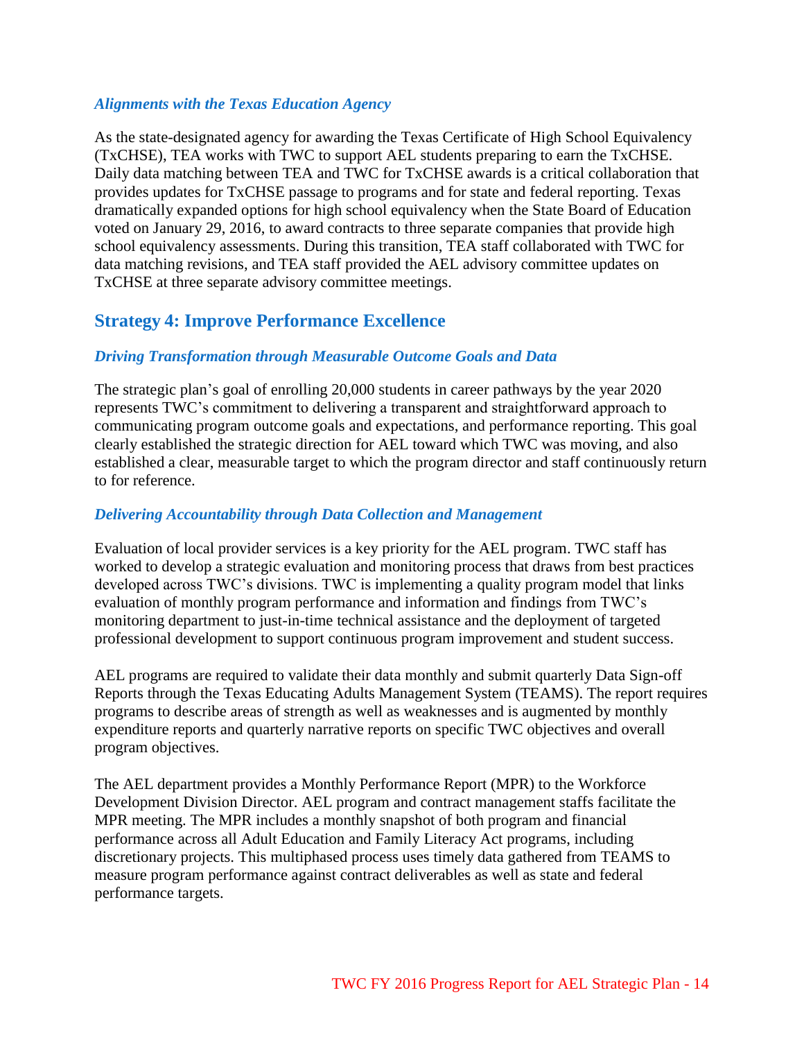### *Alignments with the Texas Education Agency*

As the state-designated agency for awarding the Texas Certificate of High School Equivalency (TxCHSE), TEA works with TWC to support AEL students preparing to earn the TxCHSE. Daily data matching between TEA and TWC for TxCHSE awards is a critical collaboration that provides updates for TxCHSE passage to programs and for state and federal reporting. Texas dramatically expanded options for high school equivalency when the State Board of Education voted on January 29, 2016, to award contracts to three separate companies that provide high school equivalency assessments. During this transition, TEA staff collaborated with TWC for data matching revisions, and TEA staff provided the AEL advisory committee updates on TxCHSE at three separate advisory committee meetings.

## Strategy 4: Improve Performance Excellence

### *Driving Transformation through Measurable Outcome Goals and Data*

The strategic plan's goal of enrolling 20,000 students in career pathways by the year 2020 represents TWC's commitment to delivering a transparent and straightforward approach to communicating program outcome goals and expectations, and performance reporting. This goal clearly established the strategic direction for AEL toward which TWC was moving, and also established a clear, measurable target to which the program director and staff continuously return to for reference.

### *Delivering Accountability through Data Collection and Management*

Evaluation of local provider services is a key priority for the AEL program. TWC staff has worked to develop a strategic evaluation and monitoring process that draws from best practices developed across TWC's divisions. TWC is implementing a quality program model that links evaluation of monthly program performance and information and findings from TWC's monitoring department to just-in-time technical assistance and the deployment of targeted professional development to support continuous program improvement and student success.

AEL programs are required to validate their data monthly and submit quarterly Data Sign-off Reports through the Texas Educating Adults Management System (TEAMS). The report requires programs to describe areas of strength as well as weaknesses and is augmented by monthly expenditure reports and quarterly narrative reports on specific TWC objectives and overall program objectives.

The AEL department provides a Monthly Performance Report (MPR) to the Workforce Development Division Director. AEL program and contract management staffs facilitate the MPR meeting. The MPR includes a monthly snapshot of both program and financial performance across all Adult Education and Family Literacy Act programs, including discretionary projects. This multiphased process uses timely data gathered from TEAMS to measure program performance against contract deliverables as well as state and federal performance targets.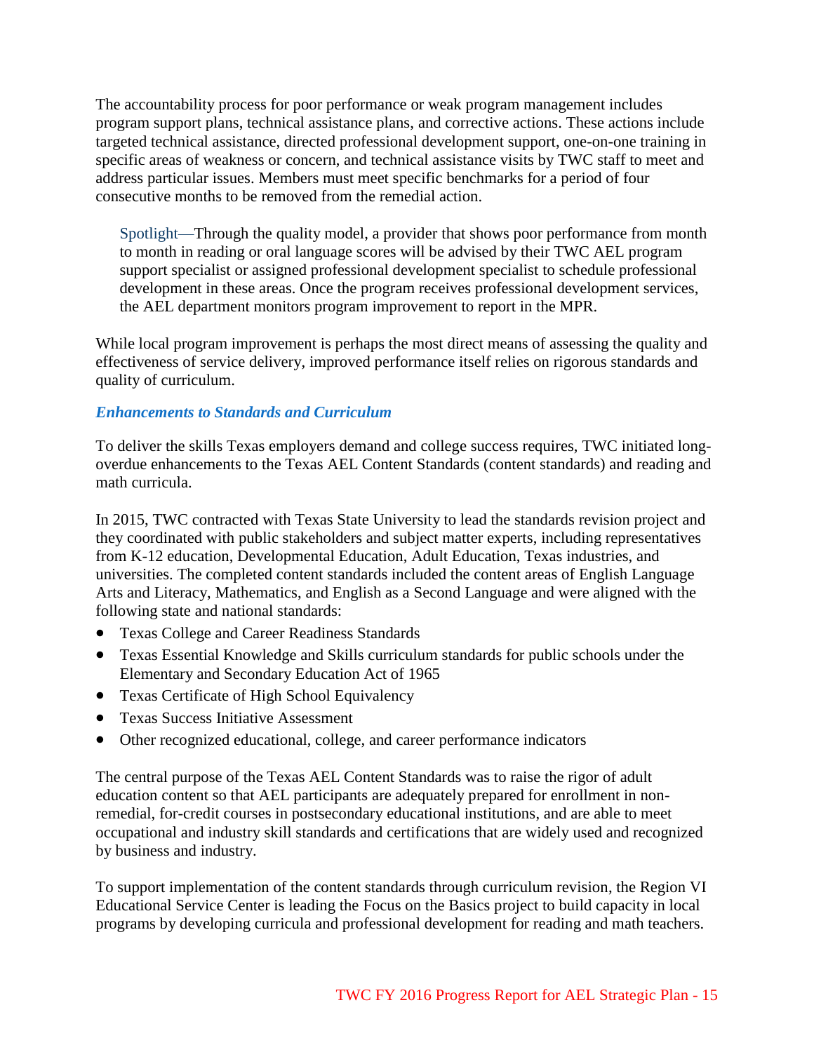The accountability process for poor performance or weak program management includes program support plans, technical assistance plans, and corrective actions. These actions include targeted technical assistance, directed professional development support, one-on-one training in specific areas of weakness or concern, and technical assistance visits by TWC staff to meet and address particular issues. Members must meet specific benchmarks for a period of four consecutive months to be removed from the remedial action.

> Spotlight—Through the quality model, a provider that shows poor performance from month to month in reading or oral language scores will be advised by their TWC AEL program support specialist or assigned professional development specialist to schedule professional development in these areas. Once the program receives professional development services, the AEL department monitors program improvement to report in the MPR.

While local program improvement is perhaps the most direct means of assessing the quality and effectiveness of service delivery, improved performance itself relies on rigorous standards and quality of curriculum.

### *Enhancements to Standards and Curriculum*

To deliver the skills Texas employers demand and college success requires, TWC initiated long-overdue enhancements to the Texas AEL Content Standards (content standards) and reading and math curricula.

In 2015, TWC contracted with Texas State University to lead the standards revision project and they coordinated with public stakeholders and subject matter experts, including representatives from K-12 education, Developmental Education, Adult Education, Texas industries, and universities. The completed content standards included the content areas of English Language Arts and Literacy, Mathematics, and English as a Second Language and were aligned with the following state and national standards:

- Texas College and Career Readiness Standards
- Texas Essential Knowledge and Skills curriculum standards for public schools under the Elementary and Secondary Education Act of 1965
- Texas Certificate of High School Equivalency
- Texas Success Initiative Assessment
- Other recognized educational, college, and career performance indicators

The central purpose of the Texas AEL Content Standards was to raise the rigor of adult education content so that AEL participants are adequately prepared for enrollment in non-remedial, for-credit courses in postsecondary educational institutions, and are able to meet occupational and industry skill standards and certifications that are widely used and recognized by business and industry.

To support implementation of the content standards through curriculum revision, the Region VI Educational Service Center is leading the Focus on the Basics project to build capacity in local programs by developing curricula and professional development for reading and math teachers.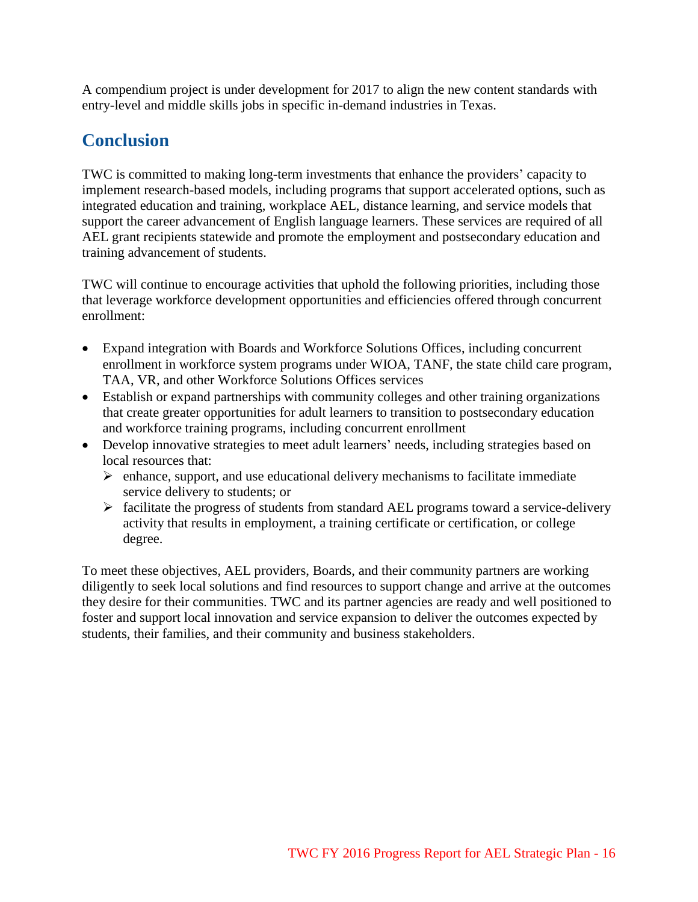A compendium project is under development for 2017 to align the new content standards with entry-level and middle skills jobs in specific in-demand industries in Texas.

## Conclusion

TWC is committed to making long-term investments that enhance the providers' capacity to implement research-based models, including programs that support accelerated options, such as integrated education and training, workplace AEL, distance learning, and service models that support the career advancement of English language learners. These services are required of all AEL grant recipients statewide and promote the employment and postsecondary education and training advancement of students.

TWC will continue to encourage activities that uphold the following priorities, including those that leverage workforce development opportunities and efficiencies offered through concurrent enrollment:

- Expand integration with Boards and Workforce Solutions Offices, including concurrent enrollment in workforce system programs under WIOA, TANF, the state child care program, TAA, VR, and other Workforce Solutions Offices services
- Establish or expand partnerships with community colleges and other training organizations that create greater opportunities for adult learners to transition to postsecondary education and workforce training programs, including concurrent enrollment
- Develop innovative strategies to meet adult learners' needs, including strategies based on local resources that:
  - enhance, support, and use educational delivery mechanisms to facilitate immediate service delivery to students; or
  - facilitate the progress of students from standard AEL programs toward a service-delivery activity that results in employment, a training certificate or certification, or college degree.

To meet these objectives, AEL providers, Boards, and their community partners are working diligently to seek local solutions and find resources to support change and arrive at the outcomes they desire for their communities. TWC and its partner agencies are ready and well positioned to foster and support local innovation and service expansion to deliver the outcomes expected by students, their families, and their community and business stakeholders.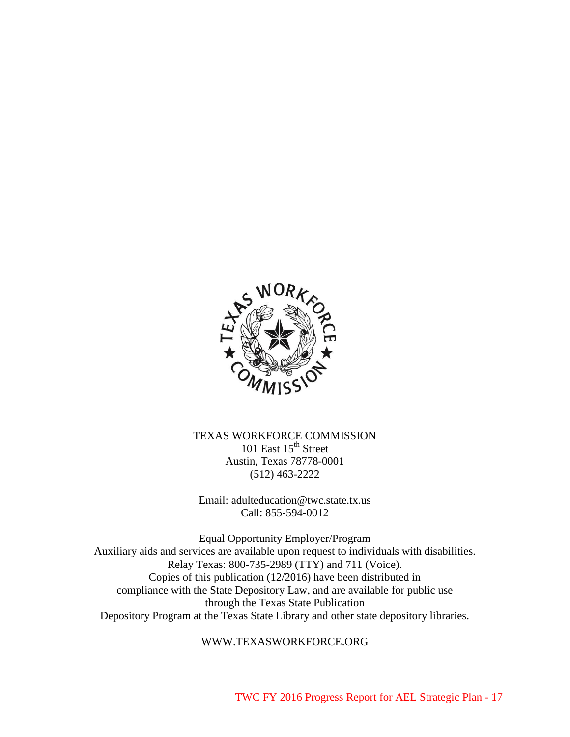TEXAS WORKFORCE COMMISSION
101 East 15th Street
Austin, Texas 78778-0001
(512) 463-2222

Email: adulteducation@twc.state.tx.us
Call: 855-594-0012

Equal Opportunity Employer/Program
Auxiliary aids and services are available upon request to individuals with disabilities.
Relay Texas: 800-735-2989 (TTY) and 711 (Voice).
Copies of this publication (12/2016) have been distributed in
compliance with the State Depository Law, and are available for public use
through the Texas State Publication
Depository Program at the Texas State Library and other state depository libraries.

WWW.TEXASWORKFORCE.ORG